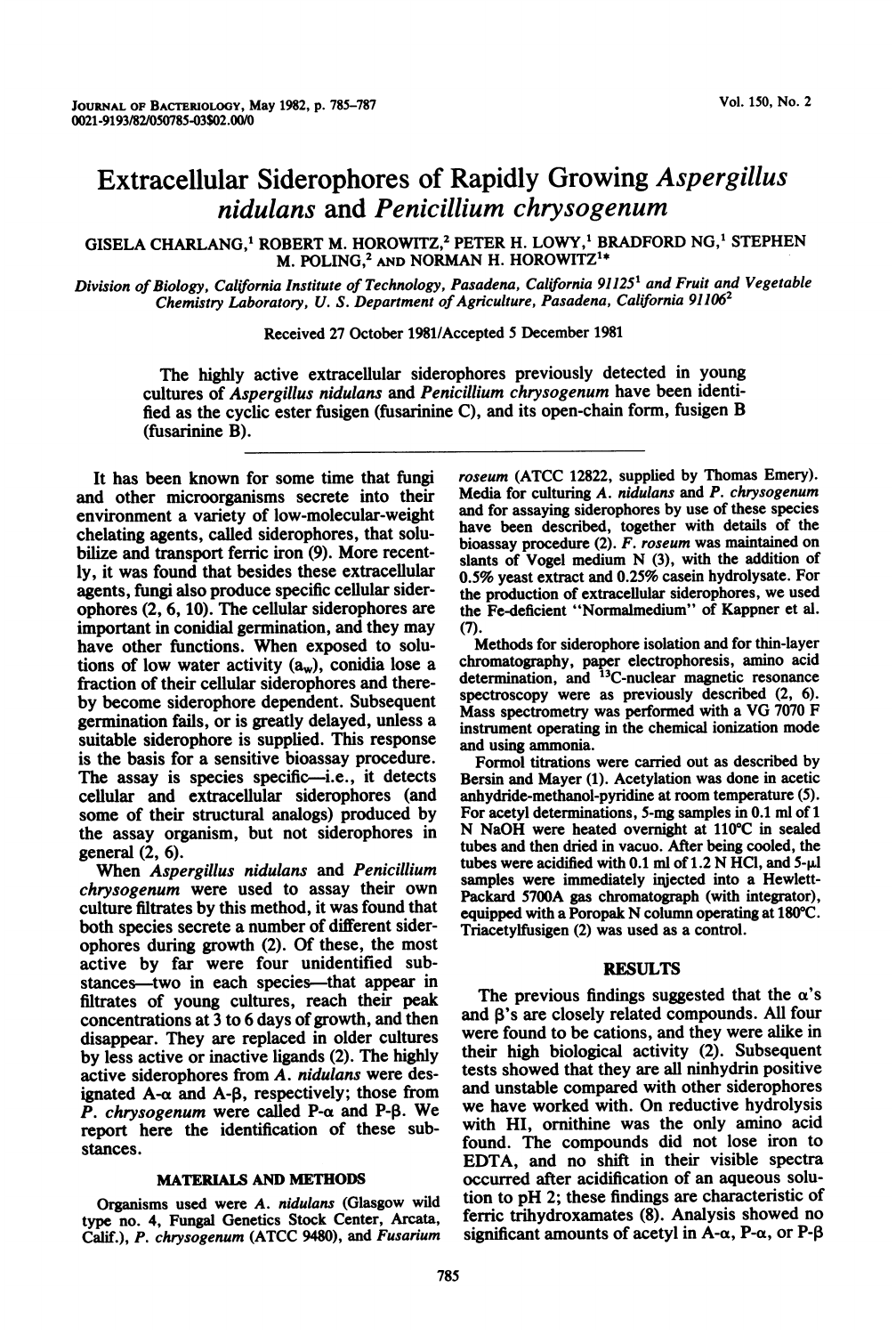# Extracellular Siderophores of Rapidly Growing *Aspergillus nidulans* and *Penicillium chrysogenum*

GISELA CHARLANG,[1] ROBERT M. HOROWITZ,[2] PETER H. LOWY,[1] BRADFORD NG,[1] STEPHEN M. POLING,[2] AND NORMAN H. HOROWITZ[1]*

*Division of Biology, California Institute of Technology, Pasadena, California 91125[1] and Fruit and Vegetable Chemistry Laboratory, U. S. Department of Agriculture, Pasadena, California 91106[2]*

Received 27 October 1981/Accepted 5 December 1981

The highly active extracellular siderophores previously detected in young cultures of *Aspergillus nidulans* and *Penicillium chrysogenum* have been identified as the cyclic ester fusigen (fusarinine C), and its open-chain form, fusigen B (fusarinine B).

It has been known for some time that fungi and other microorganisms secrete into their environment a variety of low-molecular-weight chelating agents, called siderophores, that solubilize and transport ferric iron (9). More recently, it was found that besides these extracellular agents, fungi also produce specific cellular siderophores (2, 6, 10). The cellular siderophores are important in conidial germination, and they may have other functions. When exposed to solutions of low water activity ($a_w$), conidia lose a fraction of their cellular siderophores and thereby become siderophore dependent. Subsequent germination fails, or is greatly delayed, unless a suitable siderophore is supplied. This response is the basis for a sensitive bioassay procedure. The assay is species specific—i.e., it detects cellular and extracellular siderophores (and some of their structural analogs) produced by the assay organism, but not siderophores in general (2, 6).

When *Aspergillus nidulans* and *Penicillium chrysogenum* were used to assay their own culture filtrates by this method, it was found that both species secrete a number of different siderophores during growth (2). Of these, the most active by far were four unidentified substances—two in each species—that appear in filtrates of young cultures, reach their peak concentrations at 3 to 6 days of growth, and then disappear. They are replaced in older cultures by less active or inactive ligands (2). The highly active siderophores from *A. nidulans* were designated A-α and A-β, respectively; those from *P. chrysogenum* were called P-α and P-β. We report here the identification of these substances.

## MATERIALS AND METHODS

Organisms used were *A. nidulans* (Glasgow wild type no. 4, Fungal Genetics Stock Center, Arcata, Calif.), *P. chrysogenum* (ATCC 9480), and *Fusarium roseum* (ATCC 12822, supplied by Thomas Emery). Media for culturing *A. nidulans* and *P. chrysogenum* and for assaying siderophores by use of these species have been described, together with details of the bioassay procedure (2). *F. roseum* was maintained on slants of Vogel medium N (3), with the addition of 0.5% yeast extract and 0.25% casein hydrolysate. For the production of extracellular siderophores, we used the Fe-deficient "Normalmedium" of Kappner et al. (7).

Methods for siderophore isolation and for thin-layer chromatography, paper electrophoresis, amino acid determination, and $^{13}C$-nuclear magnetic resonance spectroscopy were as previously described (2, 6). Mass spectrometry was performed with a VG 7070 F instrument operating in the chemical ionization mode and using ammonia.

Formol titrations were carried out as described by Bersin and Mayer (1). Acetylation was done in acetic anhydride-methanol-pyridine at room temperature (5). For acetyl determinations, 5-mg samples in 0.1 ml of 1 N NaOH were heated overnight at 110°C in sealed tubes and then dried in vacuo. After being cooled, the tubes were acidified with 0.1 ml of 1.2 N HCl, and 5-μl samples were immediately injected into a Hewlett-Packard 5700A gas chromatograph (with integrator), equipped with a Poropak N column operating at 180°C. Triacetylfusigen (2) was used as a control.

## RESULTS

The previous findings suggested that the α's and β's are closely related compounds. All four were found to be cations, and they were alike in their high biological activity (2). Subsequent tests showed that they are all ninhydrin positive and unstable compared with other siderophores we have worked with. On reductive hydrolysis with HI, ornithine was the only amino acid found. The compounds did not lose iron to EDTA, and no shift in their visible spectra occurred after acidification of an aqueous solution to pH 2; these findings are characteristic of ferric trihydroxamates (8). Analysis showed no significant amounts of acetyl in A-α, P-α, or P-β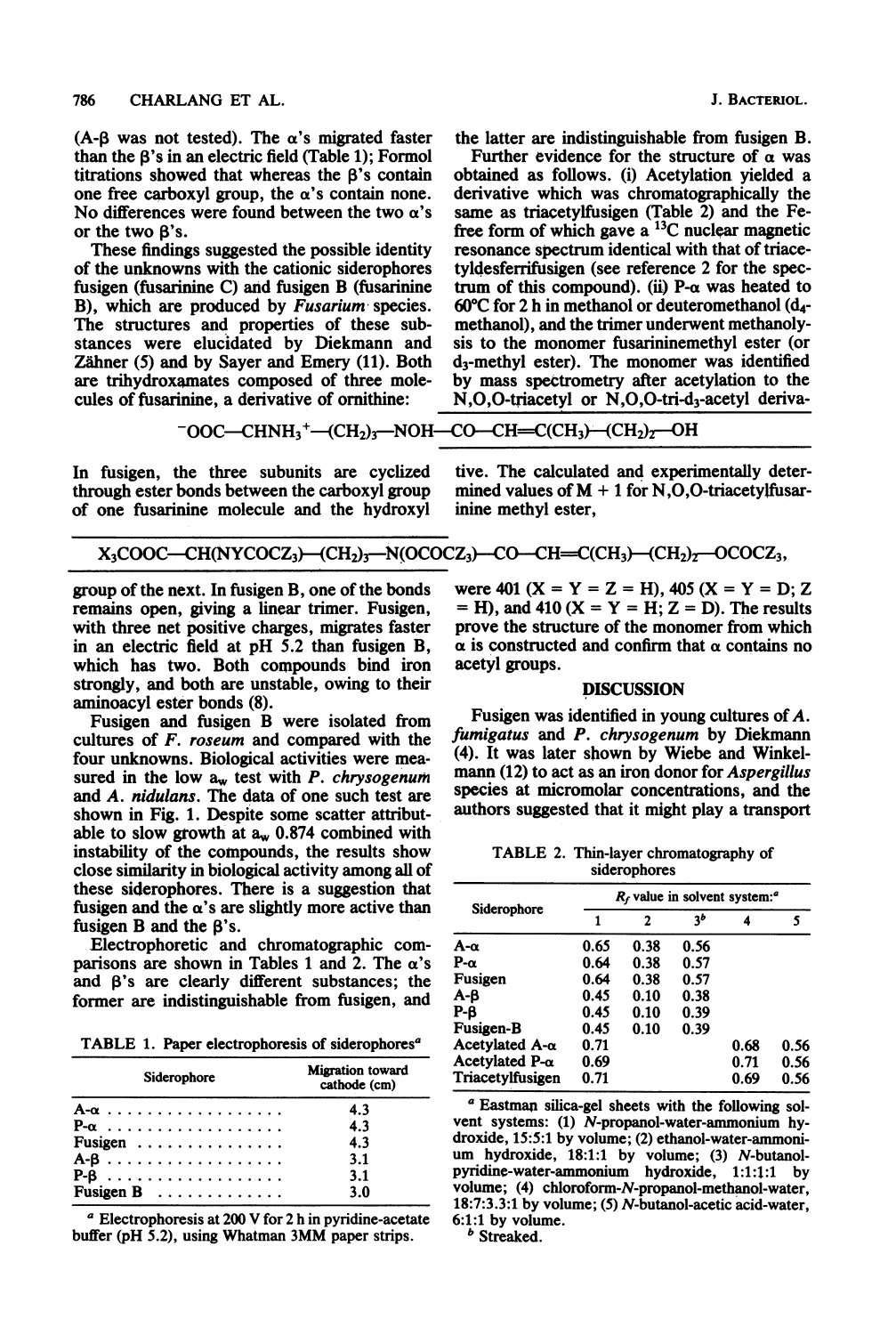(A-β was not tested). The α's migrated faster than the β's in an electric field (Table 1); Formol titrations showed that whereas the β's contain one free carboxyl group, the α's contain none. No differences were found between the two α's or the two β's.

These findings suggested the possible identity of the unknowns with the cationic siderophores fusigen (fusarinine C) and fusigen B (fusarinine B), which are produced by *Fusarium* species. The structures and properties of these substances were elucidated by Diekmann and Zähner (5) and by Sayer and Emery (11). Both are trihydroxamates composed of three molecules of fusarinine, a derivative of ornithine:

$$^{-}OOC—CHNH_3^{+}—(CH_2)_3—NOH—CO—CH{=}C(CH_3)—(CH_2)_2—OH$$

In fusigen, the three subunits are cyclized through ester bonds between the carboxyl group of one fusarinine molecule and the hydroxyl group of the next. In fusigen B, one of the bonds remains open, giving a linear trimer. Fusigen, with three net positive charges, migrates faster in an electric field at pH 5.2 than fusigen B, which has two. Both compounds bind iron strongly, and both are unstable, owing to their aminoacyl ester bonds (8).

Fusigen and fusigen B were isolated from cultures of *F. roseum* and compared with the four unknowns. Biological activities were measured in the low $a_w$ test with *P. chrysogenum* and *A. nidulans*. The data of one such test are shown in Fig. 1. Despite some scatter attributable to slow growth at $a_w$ 0.874 combined with instability of the compounds, the results show close similarity in biological activity among all of these siderophores. There is a suggestion that fusigen and the α's are slightly more active than fusigen B and the β's.

Electrophoretic and chromatographic comparisons are shown in Tables 1 and 2. The α's and β's are clearly different substances; the former are indistinguishable from fusigen, and the latter are indistinguishable from fusigen B.

TABLE 1. Paper electrophoresis of siderophores[a]

| Siderophore | Migration toward cathode (cm) |
|---|---|
| A-α | 4.3 |
| P-α | 4.3 |
| Fusigen | 4.3 |
| A-β | 3.1 |
| P-β | 3.1 |
| Fusigen B | 3.0 |

[a] Electrophoresis at 200 V for 2 h in pyridine-acetate buffer (pH 5.2), using Whatman 3MM paper strips.

Further evidence for the structure of α was obtained as follows. (i) Acetylation yielded a derivative which was chromatographically the same as triacetylfusigen (Table 2) and the Fe-free form of which gave a $^{13}C$ nuclear magnetic resonance spectrum identical with that of triacetyldesferrifusigen (see reference 2 for the spectrum of this compound). (ii) P-α was heated to 60°C for 2 h in methanol or deuteromethanol ($d_4$-methanol), and the trimer underwent methanolysis to the monomer fusarininemethyl ester (or $d_3$-methyl ester). The monomer was identified by mass spectrometry after acetylation to the N,O,O-triacetyl or N,O,O-tri-$d_3$-acetyl derivative. The calculated and experimentally determined values of M + 1 for N,O,O-triacetylfusarinine methyl ester,

$$X_3COOC—CH(NYCOCZ_3)—(CH_2)_3—N(OCOCZ_3)—CO—CH{=}C(CH_3)—(CH_2)_2—OCOCZ_3,$$

were 401 (X = Y = Z = H), 405 (X = Y = D; Z = H), and 410 (X = Y = H; Z = D). The results prove the structure of the monomer from which α is constructed and confirm that α contains no acetyl groups.

## DISCUSSION

Fusigen was identified in young cultures of *A. fumigatus* and *P. chrysogenum* by Diekmann (4). It was later shown by Wiebe and Winkelmann (12) to act as an iron donor for *Aspergillus* species at micromolar concentrations, and the authors suggested that it might play a transport

TABLE 2. Thin-layer chromatography of siderophores

| Siderophore | $R_f$ value in solvent system:[a] 1 | 2 | 3[b] | 4 | 5 |
|---|---|---|---|---|---|
| A-α | 0.65 | 0.38 | 0.56 | | |
| P-α | 0.64 | 0.38 | 0.57 | | |
| Fusigen | 0.64 | 0.38 | 0.57 | | |
| A-β | 0.45 | 0.10 | 0.38 | | |
| P-β | 0.45 | 0.10 | 0.39 | | |
| Fusigen-B | 0.45 | 0.10 | 0.39 | | |
| Acetylated A-α | 0.71 | | | 0.68 | 0.56 |
| Acetylated P-α | 0.69 | | | 0.71 | 0.56 |
| Triacetylfusigen | 0.71 | | | 0.69 | 0.56 |

[a] Eastman silica-gel sheets with the following solvent systems: (1) N-propanol-water-ammonium hydroxide, 15:5:1 by volume; (2) ethanol-water-ammonium hydroxide, 18:1:1 by volume; (3) N-butanol-pyridine-water-ammonium hydroxide, 1:1:1:1 by volume; (4) chloroform-N-propanol-methanol-water, 18:7:3.3:1 by volume; (5) N-butanol-acetic acid-water, 6:1:1 by volume.

[b] Streaked.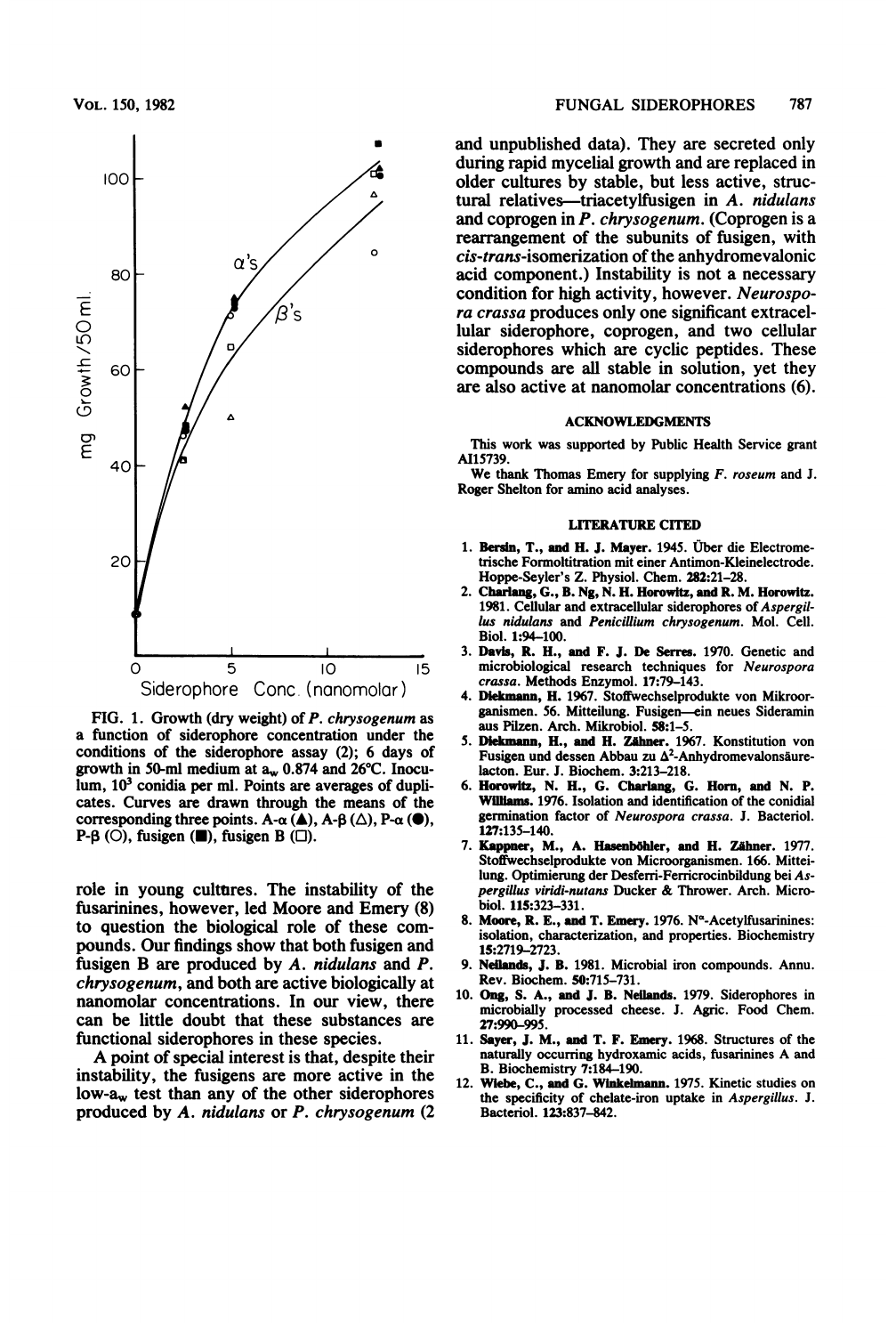100

80

60

40

20

mg Growth/50 ml.

α's

β's

0 5 10 15

Siderophore Conc. (nanomolar)

FIG. 1. Growth (dry weight) of *P. chrysogenum* as a function of siderophore concentration under the conditions of the siderophore assay (2); 6 days of growth in 50-ml medium at $a_w$ 0.874 and 26°C. Inoculum, $10^3$ conidia per ml. Points are averages of duplicates. Curves are drawn through the means of the corresponding three points. A-α (▲), A-β (△), P-α (●), P-β (○), fusigen (■), fusigen B (□).

role in young cultures. The instability of the fusarinines, however, led Moore and Emery (8) to question the biological role of these compounds. Our findings show that both fusigen and fusigen B are produced by *A. nidulans* and *P. chrysogenum*, and both are active biologically at nanomolar concentrations. In our view, there can be little doubt that these substances are functional siderophores in these species.

A point of special interest is that, despite their instability, the fusigens are more active in the low-$a_w$ test than any of the other siderophores produced by *A. nidulans* or *P. chrysogenum* (2 and unpublished data). They are secreted only during rapid mycelial growth and are replaced in older cultures by stable, but less active, structural relatives—triacetylfusigen in *A. nidulans* and coprogen in *P. chrysogenum*. (Coprogen is a rearrangement of the subunits of fusigen, with *cis-trans*-isomerization of the anhydromevalonic acid component.) Instability is not a necessary condition for high activity, however. *Neurospora crassa* produces only one significant extracellular siderophore, coprogen, and two cellular siderophores which are cyclic peptides. These compounds are all stable in solution, yet they are also active at nanomolar concentrations (6).

## ACKNOWLEDGMENTS

This work was supported by Public Health Service grant AI15739.

We thank Thomas Emery for supplying *F. roseum* and J. Roger Shelton for amino acid analyses.

## LITERATURE CITED

1. **Bersin, T., and H. J. Mayer.** 1945. Über die Electrometrische Formoltitration mit einer Antimon-Kleinelectrode. Hoppe-Seyler's Z. Physiol. Chem. **282**:21–28.
2. **Charlang, G., B. Ng, N. H. Horowitz, and R. M. Horowitz.** 1981. Cellular and extracellular siderophores of *Aspergillus nidulans* and *Penicillium chrysogenum*. Mol. Cell. Biol. **1**:94–100.
3. **Davis, R. H., and F. J. De Serres.** 1970. Genetic and microbiological research techniques for *Neurospora crassa*. Methods Enzymol. **17**:79–143.
4. **Diekmann, H.** 1967. Stoffwechselprodukte von Mikroorganismen. 56. Mitteilung. Fusigen—ein neues Sideramin aus Pilzen. Arch. Mikrobiol. **58**:1–5.
5. **Diekmann, H., and H. Zähner.** 1967. Konstitution von Fusigen und dessen Abbau zu $\Delta^2$-Anhydromevalonsäurelacton. Eur. J. Biochem. **3**:213–218.
6. **Horowitz, N. H., G. Charlang, G. Horn, and N. P. Williams.** 1976. Isolation and identification of the conidial germination factor of *Neurospora crassa*. J. Bacteriol. **127**:135–140.
7. **Kappner, M., A. Hasenböhler, and H. Zähner.** 1977. Stoffwechselprodukte von Microorganismen. 166. Mitteilung. Optimierung der Desferri-Ferricrocinbildung bei *Aspergillus viridi-nutans* Ducker & Thrower. Arch. Microbiol. **115**:323–331.
8. **Moore, R. E., and T. Emery.** 1976. $N^{\alpha}$-Acetylfusarinines: isolation, characterization, and properties. Biochemistry **15**:2719–2723.
9. **Neilands, J. B.** 1981. Microbial iron compounds. Annu. Rev. Biochem. **50**:715–731.
10. **Ong, S. A., and J. B. Neilands.** 1979. Siderophores in microbially processed cheese. J. Agric. Food Chem. **27**:990–995.
11. **Sayer, J. M., and T. F. Emery.** 1968. Structures of the naturally occurring hydroxamic acids, fusarinines A and B. Biochemistry **7**:184–190.
12. **Wiebe, C., and G. Winkelmann.** 1975. Kinetic studies on the specificity of chelate-iron uptake in *Aspergillus*. J. Bacteriol. **123**:837–842.